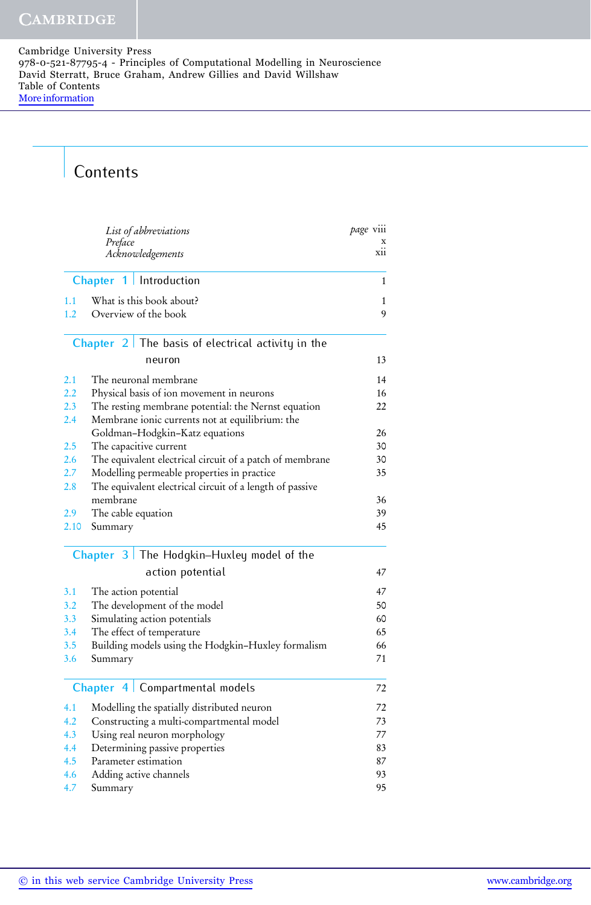# Contents

| | |
|---|---|
| *List of abbreviations* | *page* viii |
| *Preface* | x |
| *Acknowledgements* | xii |

## Chapter 1 Introduction — 1

| | | |
|---|---|---|
| 1.1 | What is this book about? | 1 |
| 1.2 | Overview of the book | 9 |

## Chapter 2 The basis of electrical activity in the neuron — 13

| | | |
|---|---|---|
| 2.1 | The neuronal membrane | 14 |
| 2.2 | Physical basis of ion movement in neurons | 16 |
| 2.3 | The resting membrane potential: the Nernst equation | 22 |
| 2.4 | Membrane ionic currents not at equilibrium: the Goldman–Hodgkin–Katz equations | 26 |
| 2.5 | The capacitive current | 30 |
| 2.6 | The equivalent electrical circuit of a patch of membrane | 30 |
| 2.7 | Modelling permeable properties in practice | 35 |
| 2.8 | The equivalent electrical circuit of a length of passive membrane | 36 |
| 2.9 | The cable equation | 39 |
| 2.10 | Summary | 45 |

## Chapter 3 The Hodgkin–Huxley model of the action potential — 47

| | | |
|---|---|---|
| 3.1 | The action potential | 47 |
| 3.2 | The development of the model | 50 |
| 3.3 | Simulating action potentials | 60 |
| 3.4 | The effect of temperature | 65 |
| 3.5 | Building models using the Hodgkin–Huxley formalism | 66 |
| 3.6 | Summary | 71 |

## Chapter 4 Compartmental models — 72

| | | |
|---|---|---|
| 4.1 | Modelling the spatially distributed neuron | 72 |
| 4.2 | Constructing a multi-compartmental model | 73 |
| 4.3 | Using real neuron morphology | 77 |
| 4.4 | Determining passive properties | 83 |
| 4.5 | Parameter estimation | 87 |
| 4.6 | Adding active channels | 93 |
| 4.7 | Summary | 95 |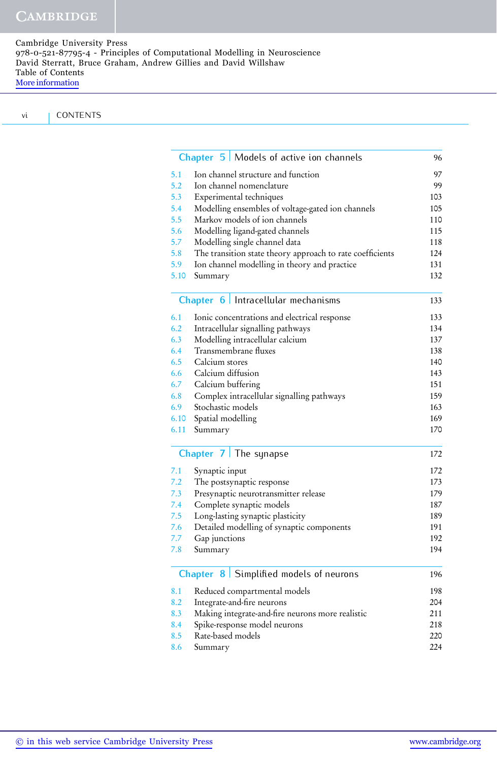Cambridge University Press
978-0-521-87795-4 - Principles of Computational Modelling in Neuroscience
David Sterratt, Bruce Graham, Andrew Gillies and David Willshaw
Table of Contents
More information

## Chapter 5 Models of active ion channels — 96

- 5.1 Ion channel structure and function — 97
- 5.2 Ion channel nomenclature — 99
- 5.3 Experimental techniques — 103
- 5.4 Modelling ensembles of voltage-gated ion channels — 105
- 5.5 Markov models of ion channels — 110
- 5.6 Modelling ligand-gated channels — 115
- 5.7 Modelling single channel data — 118
- 5.8 The transition state theory approach to rate coefficients — 124
- 5.9 Ion channel modelling in theory and practice — 131
- 5.10 Summary — 132

## Chapter 6 Intracellular mechanisms — 133

- 6.1 Ionic concentrations and electrical response — 133
- 6.2 Intracellular signalling pathways — 134
- 6.3 Modelling intracellular calcium — 137
- 6.4 Transmembrane fluxes — 138
- 6.5 Calcium stores — 140
- 6.6 Calcium diffusion — 143
- 6.7 Calcium buffering — 151
- 6.8 Complex intracellular signalling pathways — 159
- 6.9 Stochastic models — 163
- 6.10 Spatial modelling — 169
- 6.11 Summary — 170

## Chapter 7 The synapse — 172

- 7.1 Synaptic input — 172
- 7.2 The postsynaptic response — 173
- 7.3 Presynaptic neurotransmitter release — 179
- 7.4 Complete synaptic models — 187
- 7.5 Long-lasting synaptic plasticity — 189
- 7.6 Detailed modelling of synaptic components — 191
- 7.7 Gap junctions — 192
- 7.8 Summary — 194

## Chapter 8 Simplified models of neurons — 196

- 8.1 Reduced compartmental models — 198
- 8.2 Integrate-and-fire neurons — 204
- 8.3 Making integrate-and-fire neurons more realistic — 211
- 8.4 Spike-response model neurons — 218
- 8.5 Rate-based models — 220
- 8.6 Summary — 224

© in this web service Cambridge University Press www.cambridge.org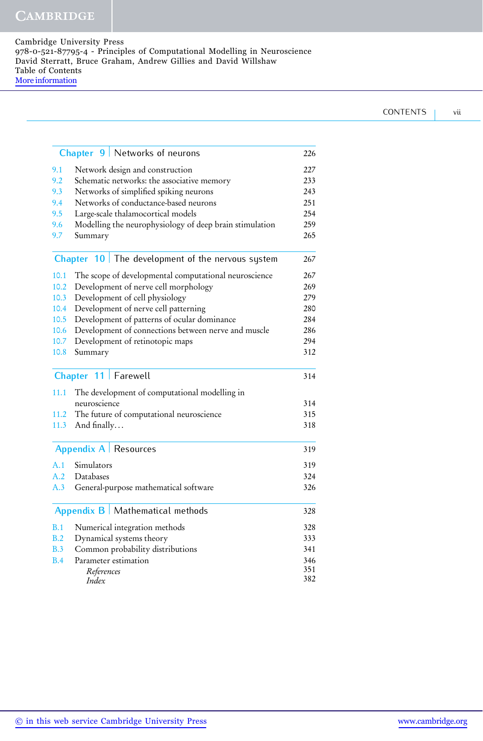## Chapter 9 Networks of neurons 226

9.1 Network design and construction 227
9.2 Schematic networks: the associative memory 233
9.3 Networks of simplified spiking neurons 243
9.4 Networks of conductance-based neurons 251
9.5 Large-scale thalamocortical models 254
9.6 Modelling the neurophysiology of deep brain stimulation 259
9.7 Summary 265

## Chapter 10 The development of the nervous system 267

10.1 The scope of developmental computational neuroscience 267
10.2 Development of nerve cell morphology 269
10.3 Development of cell physiology 279
10.4 Development of nerve cell patterning 280
10.5 Development of patterns of ocular dominance 284
10.6 Development of connections between nerve and muscle 286
10.7 Development of retinotopic maps 294
10.8 Summary 312

## Chapter 11 Farewell 314

11.1 The development of computational modelling in neuroscience 314
11.2 The future of computational neuroscience 315
11.3 And finally… 318

## Appendix A Resources 319

A.1 Simulators 319
A.2 Databases 324
A.3 General-purpose mathematical software 326

## Appendix B Mathematical methods 328

B.1 Numerical integration methods 328
B.2 Dynamical systems theory 333
B.3 Common probability distributions 341
B.4 Parameter estimation 346

*References* 351
*Index* 382